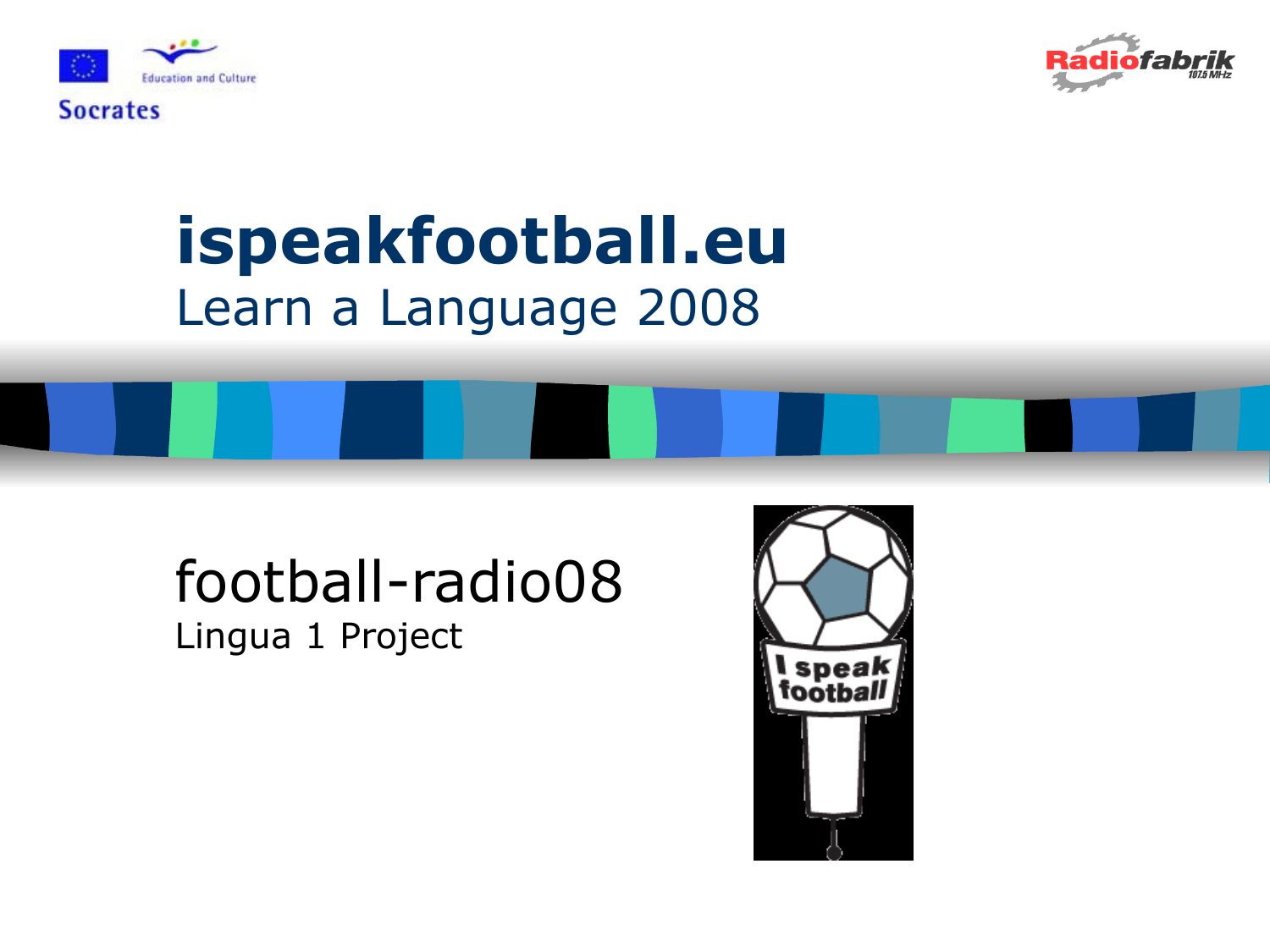Socrates

Education and Culture

Radiofabrik 107.5 MHz

# ispeakfootball.eu

Learn a Language 2008

## football-radio08

Lingua 1 Project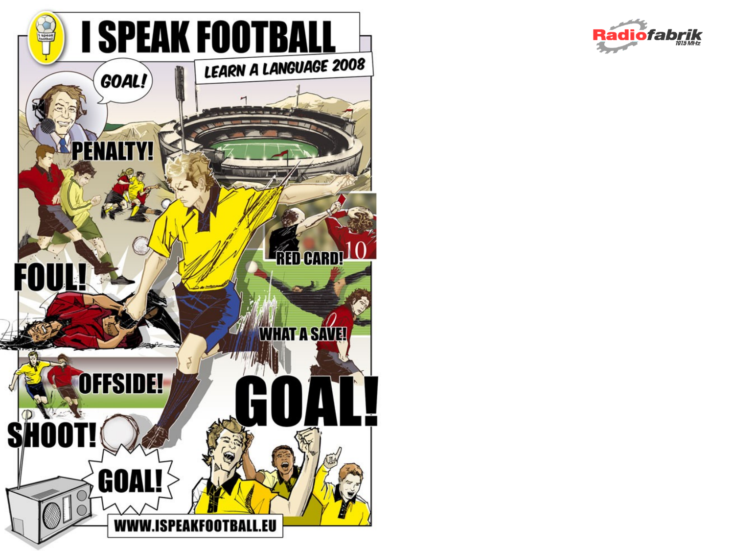# I SPEAK FOOTBALL

LEARN A LANGUAGE 2008

GOAL!

PENALTY!

RED CARD!

FOUL!

WHAT A SAVE!

OFFSIDE!

GOAL!

SHOOT!

GOAL!

WWW.ISPEAKFOOTBALL.EU

Radiofabrik 107.5 MHz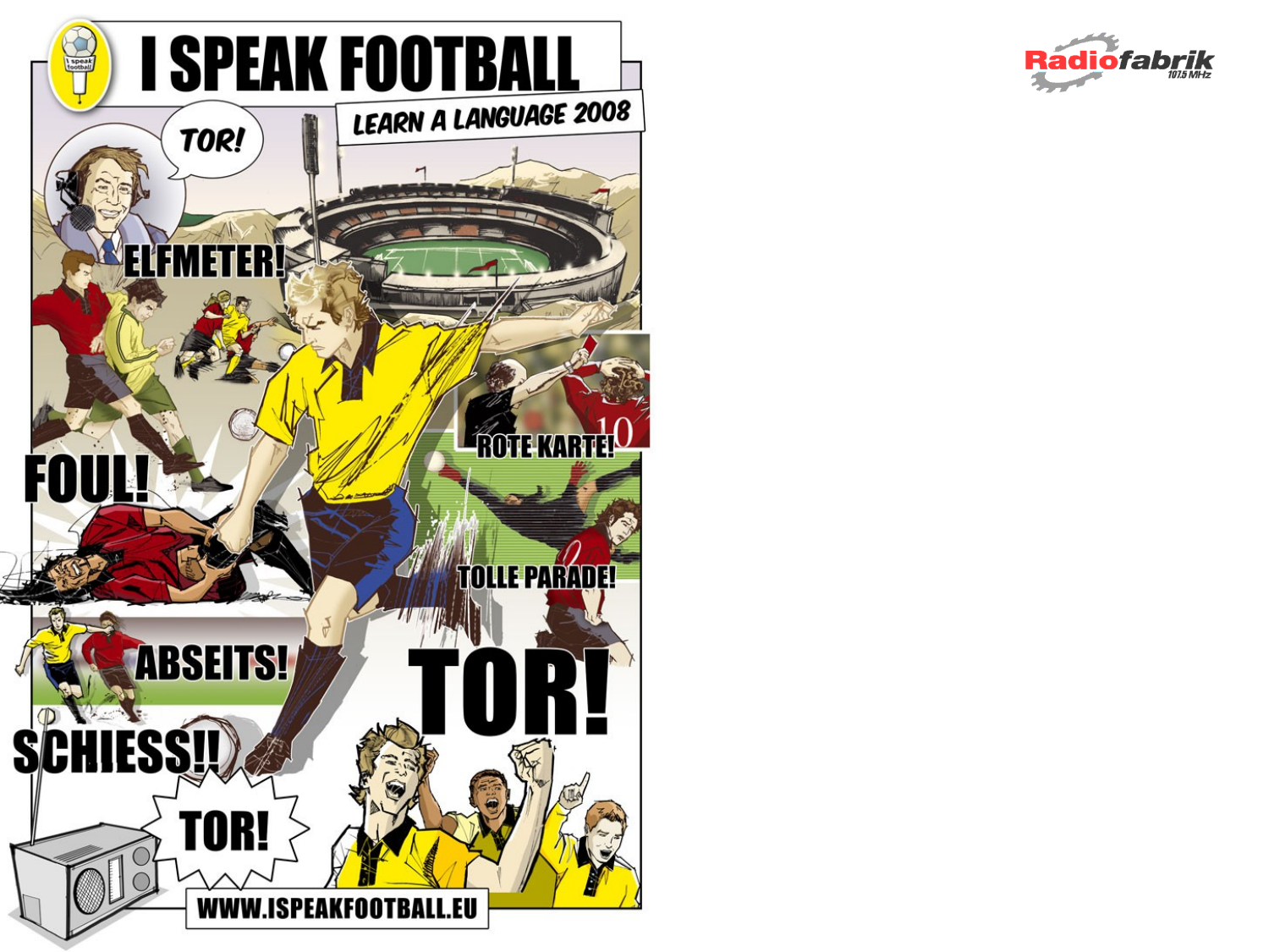# I SPEAK FOOTBALL

LEARN A LANGUAGE 2008

TOR!

ELFMETER!

FOUL!

ROTE KARTE!

TOLLE PARADE!

ABSEITS!

TOR!

SCHIESS!!

TOR!

WWW.ISPEAKFOOTBALL.EU

Radiofabrik 107.5 MHz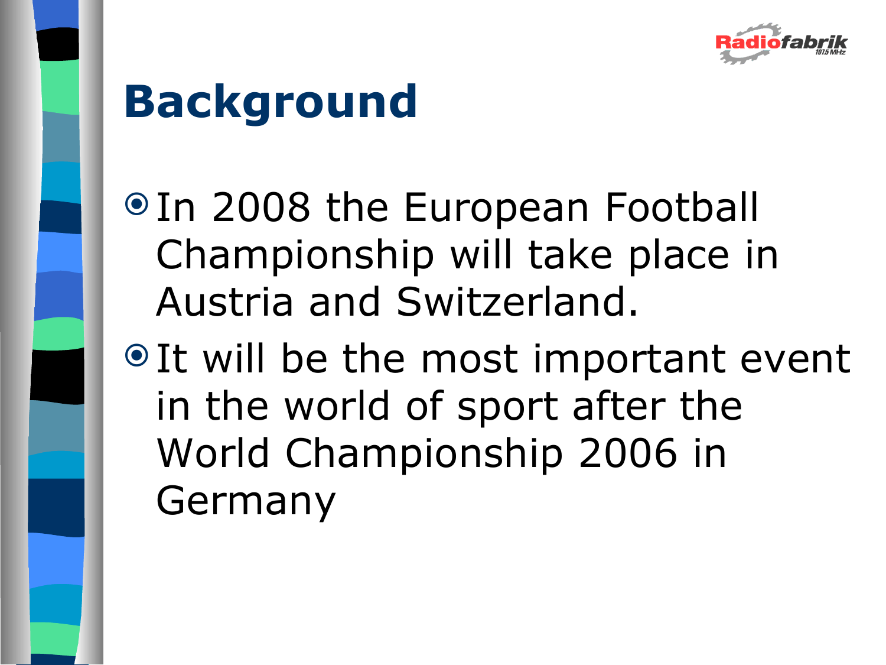# Background

- In 2008 the European Football Championship will take place in Austria and Switzerland.
- It will be the most important event in the world of sport after the World Championship 2006 in Germany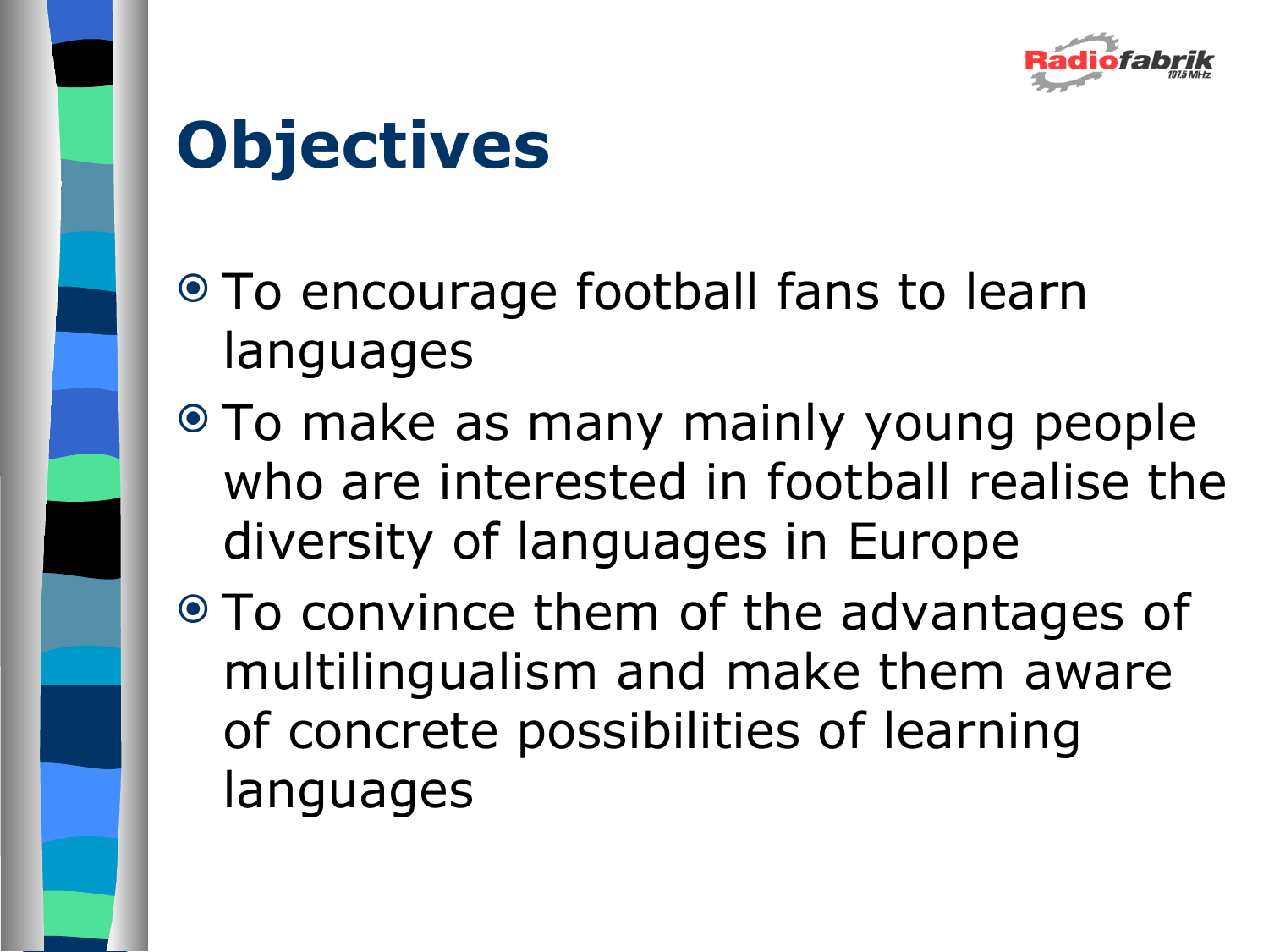# Objectives

- To encourage football fans to learn languages
- To make as many mainly young people who are interested in football realise the diversity of languages in Europe
- To convince them of the advantages of multilingualism and make them aware of concrete possibilities of learning languages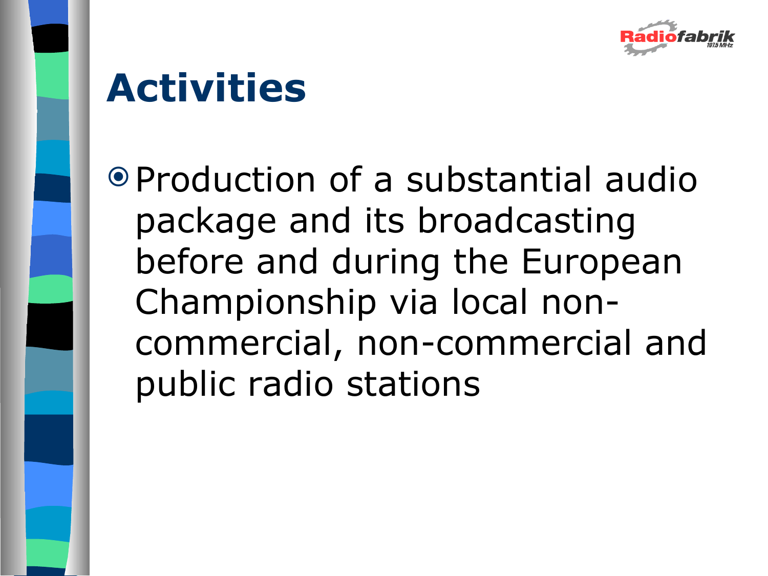# Activities

- Production of a substantial audio package and its broadcasting before and during the European Championship via local non-commercial, non-commercial and public radio stations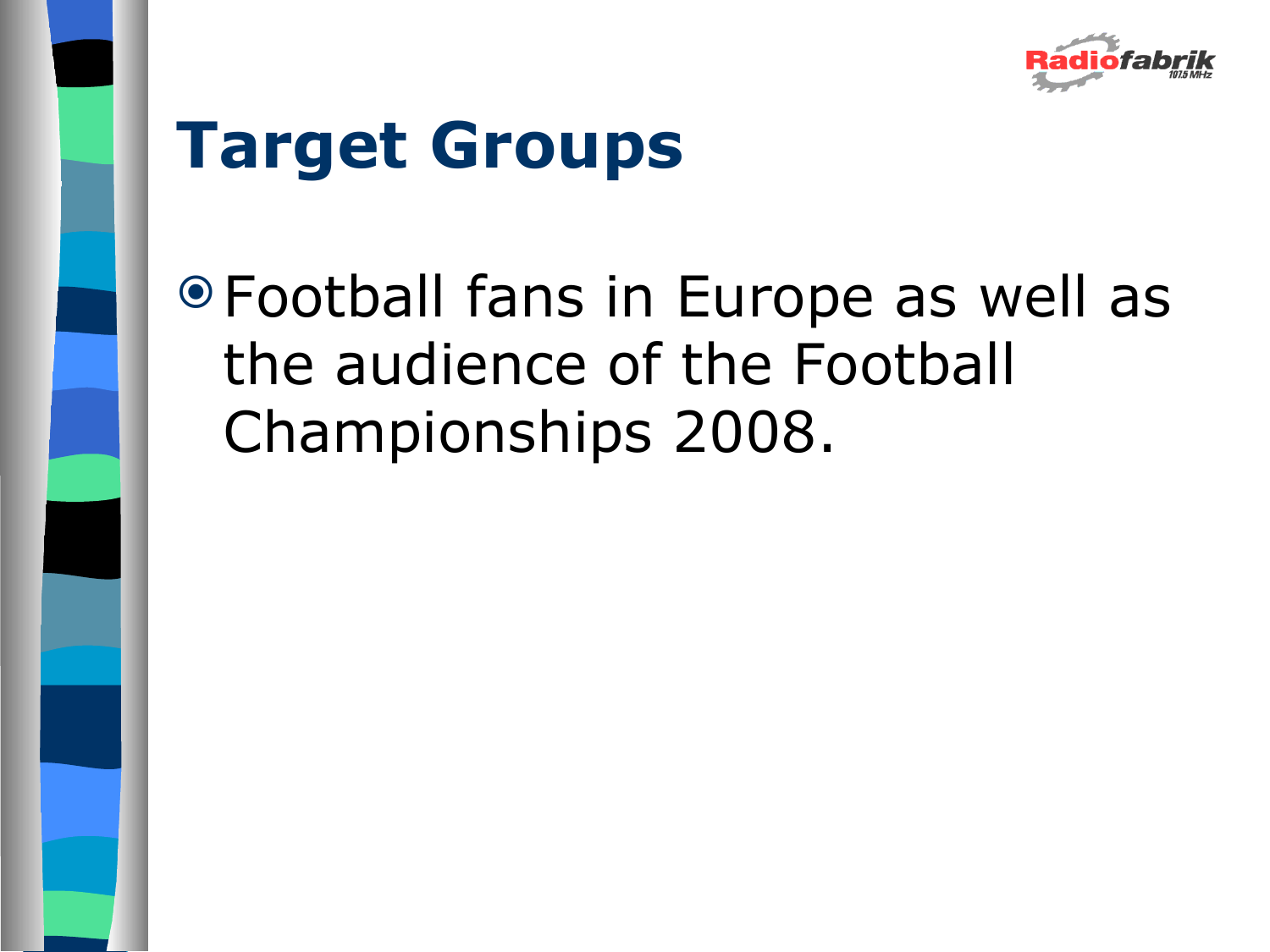# Target Groups

- Football fans in Europe as well as the audience of the Football Championships 2008.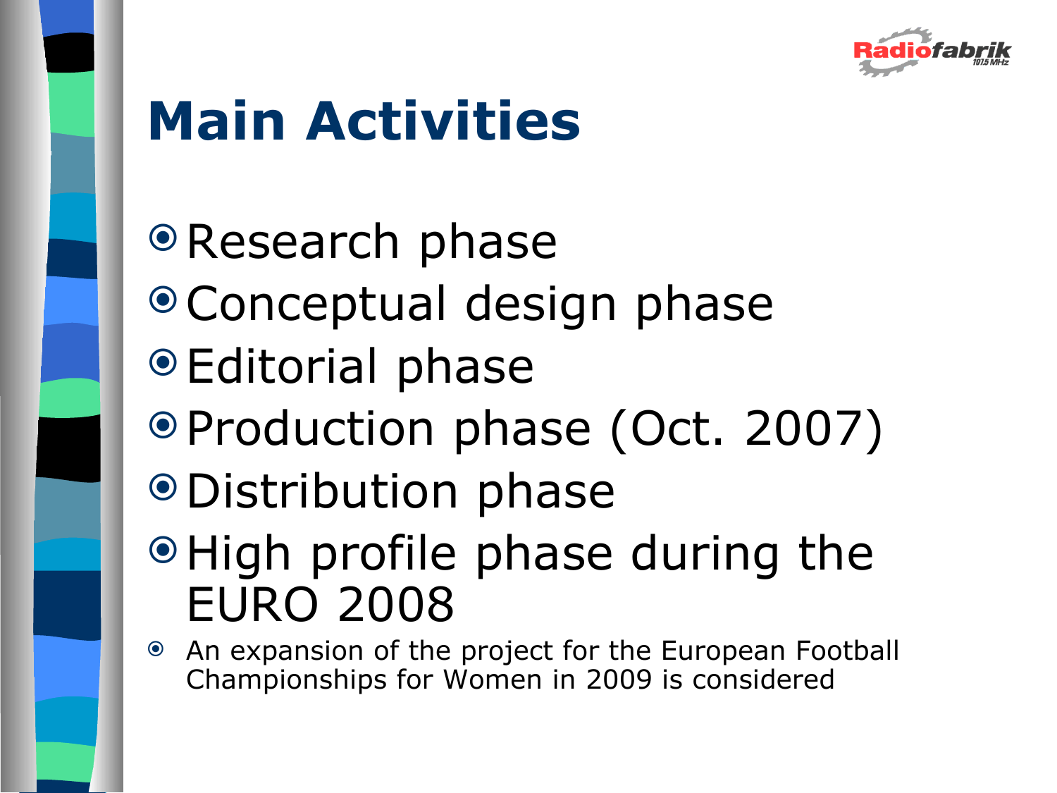# Main Activities

- Research phase
- Conceptual design phase
- Editorial phase
- Production phase (Oct. 2007)
- Distribution phase
- High profile phase during the EURO 2008
- An expansion of the project for the European Football Championships for Women in 2009 is considered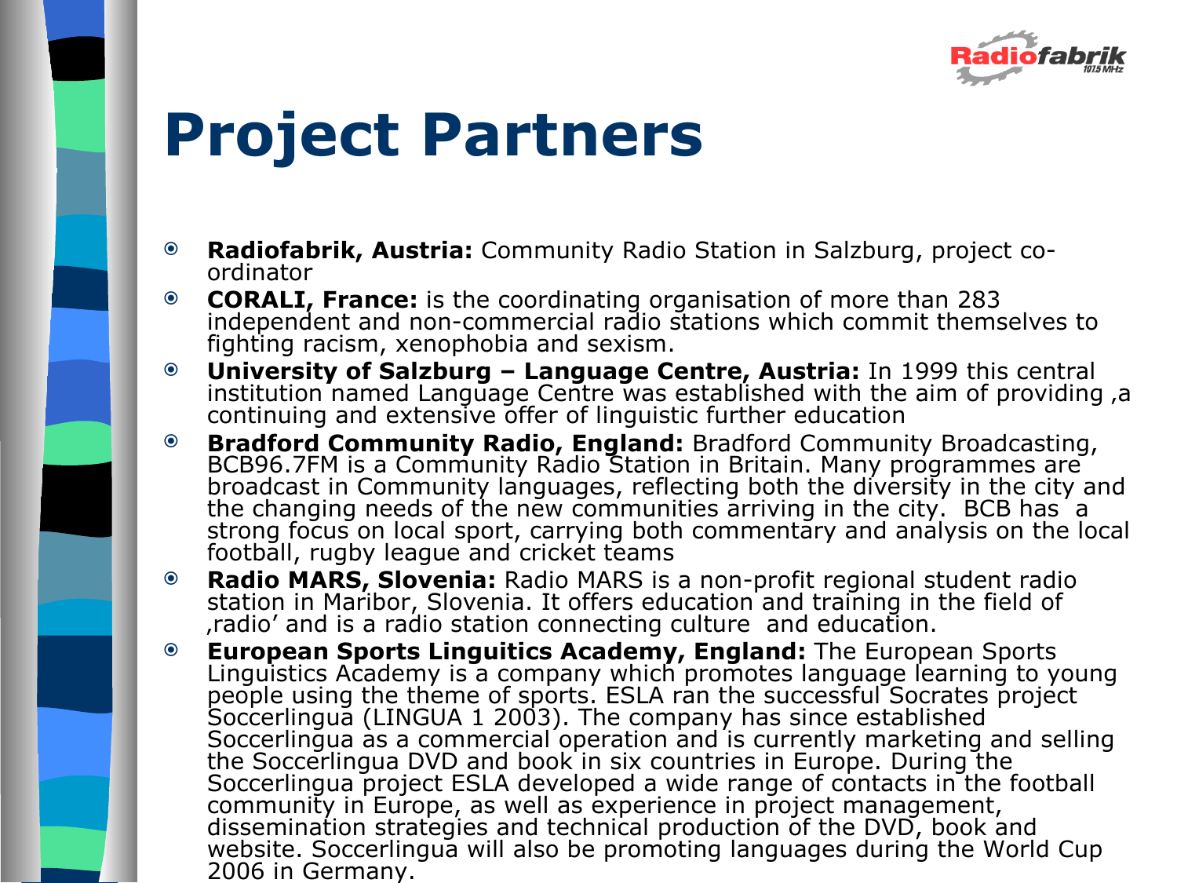# Project Partners

- **Radiofabrik, Austria:** Community Radio Station in Salzburg, project co-ordinator
- **CORALI, France:** is the coordinating organisation of more than 283 independent and non-commercial radio stations which commit themselves to fighting racism, xenophobia and sexism.
- **University of Salzburg – Language Centre, Austria:** In 1999 this central institution named Language Centre was established with the aim of providing ‚a continuing and extensive offer of linguistic further education
- **Bradford Community Radio, England:** Bradford Community Broadcasting, BCB96.7FM is a Community Radio Station in Britain. Many programmes are broadcast in Community languages, reflecting both the diversity in the city and the changing needs of the new communities arriving in the city. BCB has a strong focus on local sport, carrying both commentary and analysis on the local football, rugby league and cricket teams
- **Radio MARS, Slovenia:** Radio MARS is a non-profit regional student radio station in Maribor, Slovenia. It offers education and training in the field of ‚radio' and is a radio station connecting culture and education.
- **European Sports Linguitics Academy, England:** The European Sports Linguistics Academy is a company which promotes language learning to young people using the theme of sports. ESLA ran the successful Socrates project Soccerlingua (LINGUA 1 2003). The company has since established Soccerlingua as a commercial operation and is currently marketing and selling the Soccerlingua DVD and book in six countries in Europe. During the Soccerlingua project ESLA developed a wide range of contacts in the football community in Europe, as well as experience in project management, dissemination strategies and technical production of the DVD, book and website. Soccerlingua will also be promoting languages during the World Cup 2006 in Germany.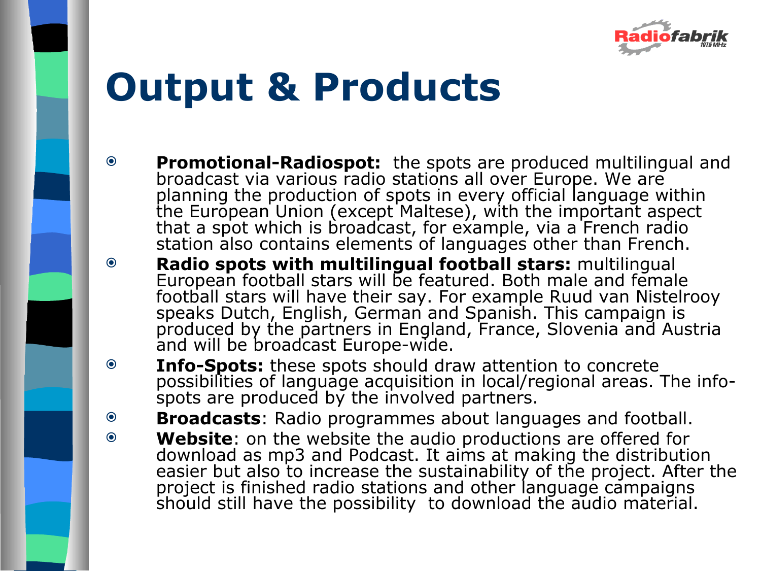# Output & Products

- **Promotional-Radiospot:** the spots are produced multilingual and broadcast via various radio stations all over Europe. We are planning the production of spots in every official language within the European Union (except Maltese), with the important aspect that a spot which is broadcast, for example, via a French radio station also contains elements of languages other than French.
- **Radio spots with multilingual football stars:** multilingual European football stars will be featured. Both male and female football stars will have their say. For example Ruud van Nistelrooy speaks Dutch, English, German and Spanish. This campaign is produced by the partners in England, France, Slovenia and Austria and will be broadcast Europe-wide.
- **Info-Spots:** these spots should draw attention to concrete possibilities of language acquisition in local/regional areas. The info-spots are produced by the involved partners.
- **Broadcasts**: Radio programmes about languages and football.
- **Website**: on the website the audio productions are offered for download as mp3 and Podcast. It aims at making the distribution easier but also to increase the sustainability of the project. After the project is finished radio stations and other language campaigns should still have the possibility to download the audio material.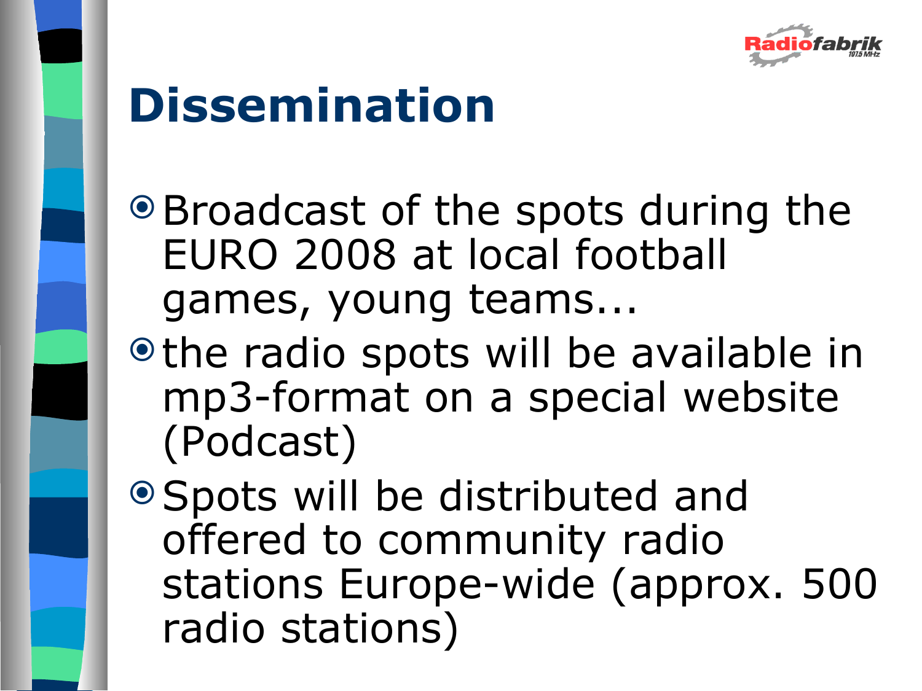# Dissemination

- Broadcast of the spots during the EURO 2008 at local football games, young teams...
- the radio spots will be available in mp3-format on a special website (Podcast)
- Spots will be distributed and offered to community radio stations Europe-wide (approx. 500 radio stations)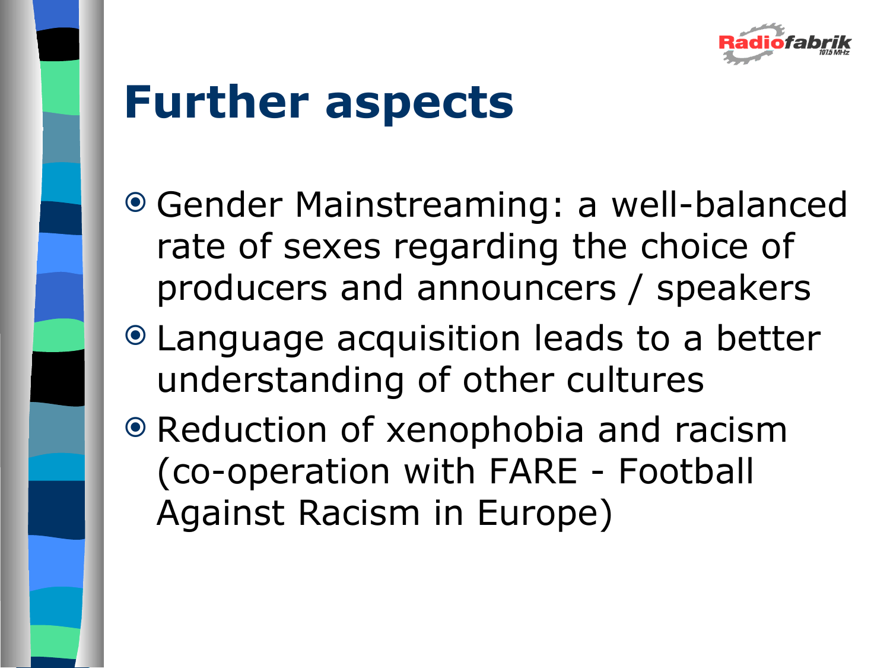# Further aspects

- Gender Mainstreaming: a well-balanced rate of sexes regarding the choice of producers and announcers / speakers
- Language acquisition leads to a better understanding of other cultures
- Reduction of xenophobia and racism (co-operation with FARE - Football Against Racism in Europe)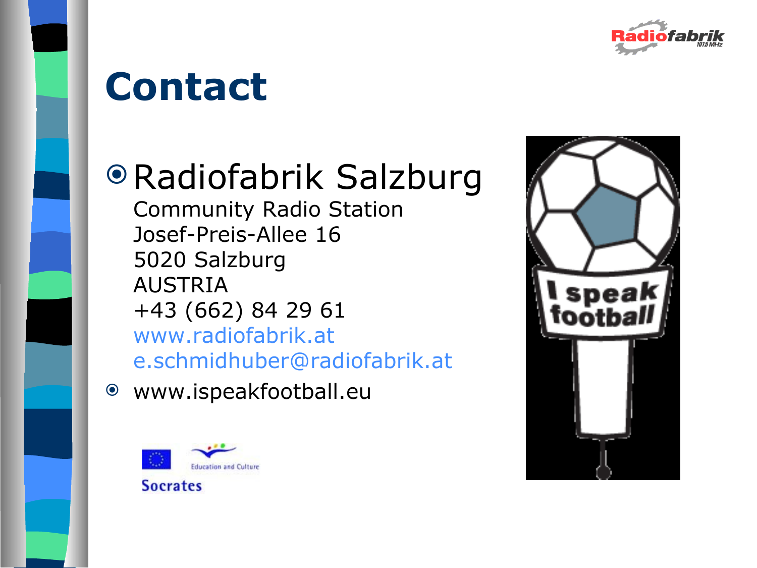# Contact

- Radiofabrik Salzburg
  Community Radio Station
  Josef-Preis-Allee 16
  5020 Salzburg
  AUSTRIA
  +43 (662) 84 29 61
  www.radiofabrik.at
  e.schmidhuber@radiofabrik.at
- www.ispeakfootball.eu